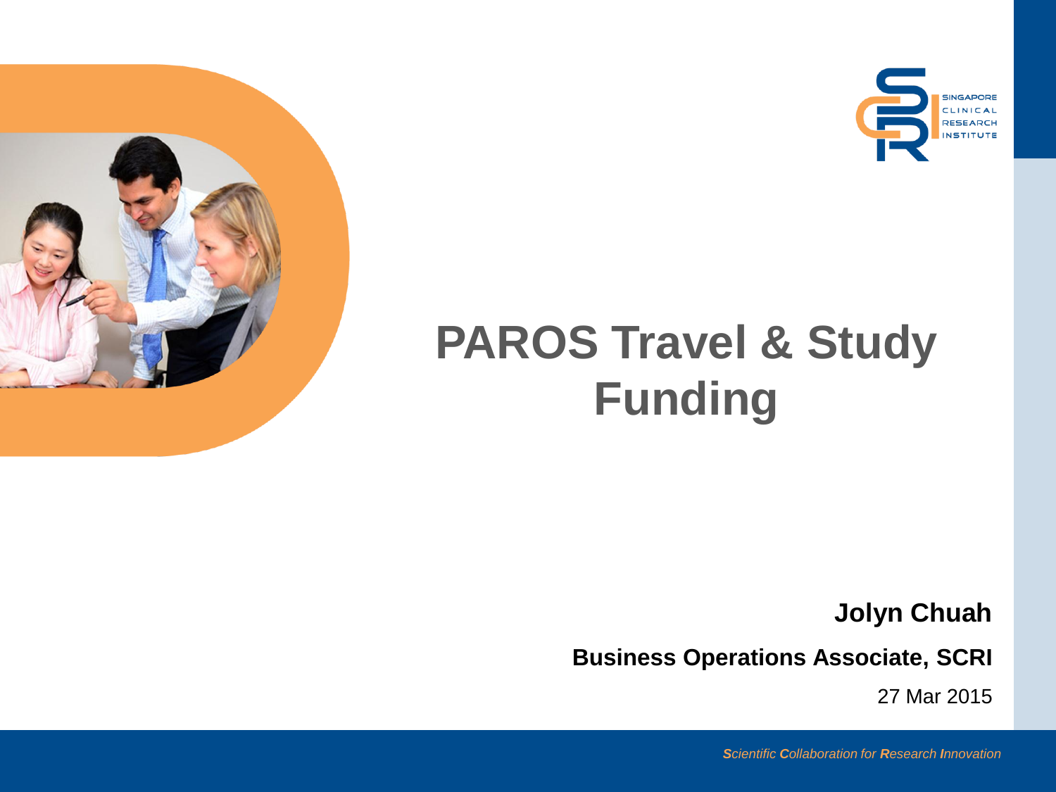# PAROS Travel & Study Funding

**Jolyn Chuah**

**Business Operations Associate, SCRI**

27 Mar 2015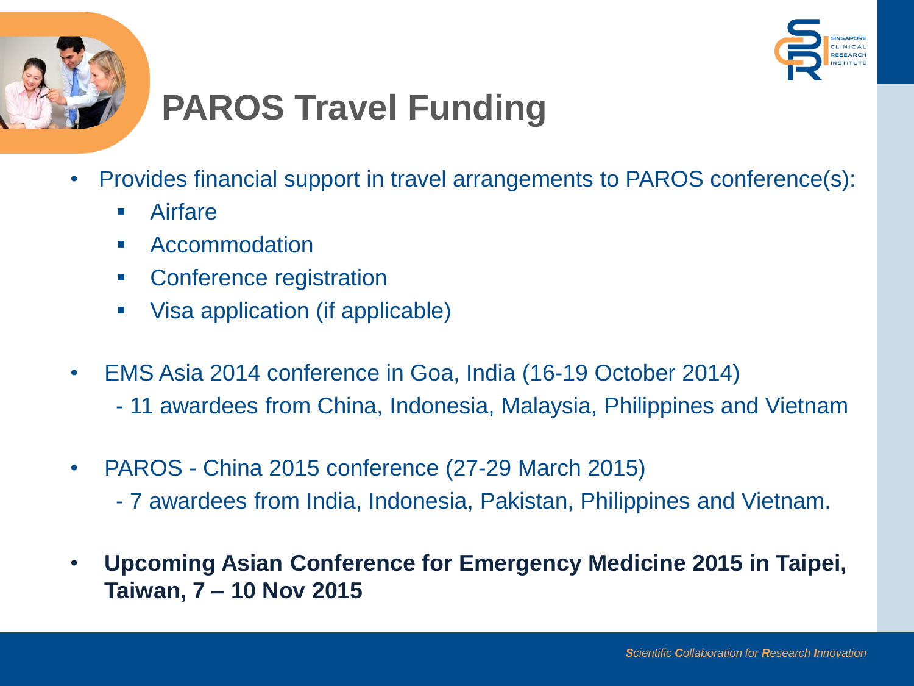# PAROS Travel Funding

- Provides financial support in travel arrangements to PAROS conference(s):
  - Airfare
  - Accommodation
  - Conference registration
  - Visa application (if applicable)

- EMS Asia 2014 conference in Goa, India (16-19 October 2014)
  - 11 awardees from China, Indonesia, Malaysia, Philippines and Vietnam

- PAROS - China 2015 conference (27-29 March 2015)
  - 7 awardees from India, Indonesia, Pakistan, Philippines and Vietnam.

- **Upcoming Asian Conference for Emergency Medicine 2015 in Taipei, Taiwan, 7 – 10 Nov 2015**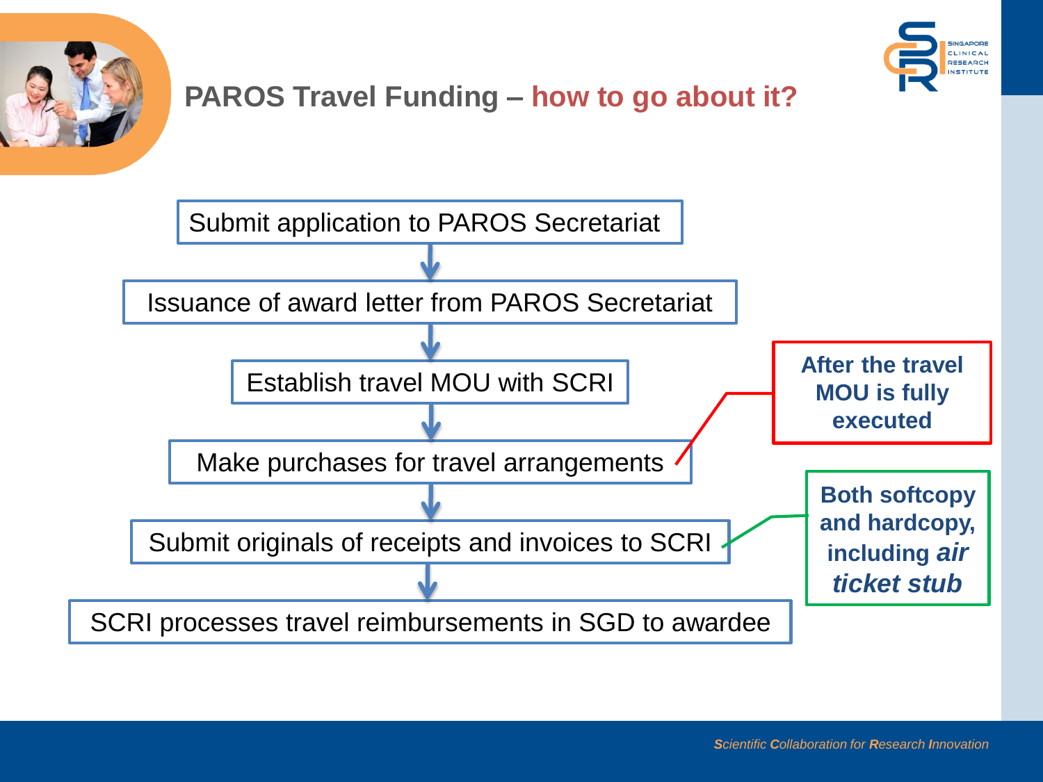# PAROS Travel Funding – how to go about it?

1. Submit application to PAROS Secretariat
2. Issuance of award letter from PAROS Secretariat
3. Establish travel MOU with SCRI
4. Make purchases for travel arrangements
5. Submit originals of receipts and invoices to SCRI
6. SCRI processes travel reimbursements in SGD to awardee

**After the travel MOU is fully executed**

**Both softcopy and hardcopy, including *air ticket stub***

*Scientific Collaboration for Research Innovation*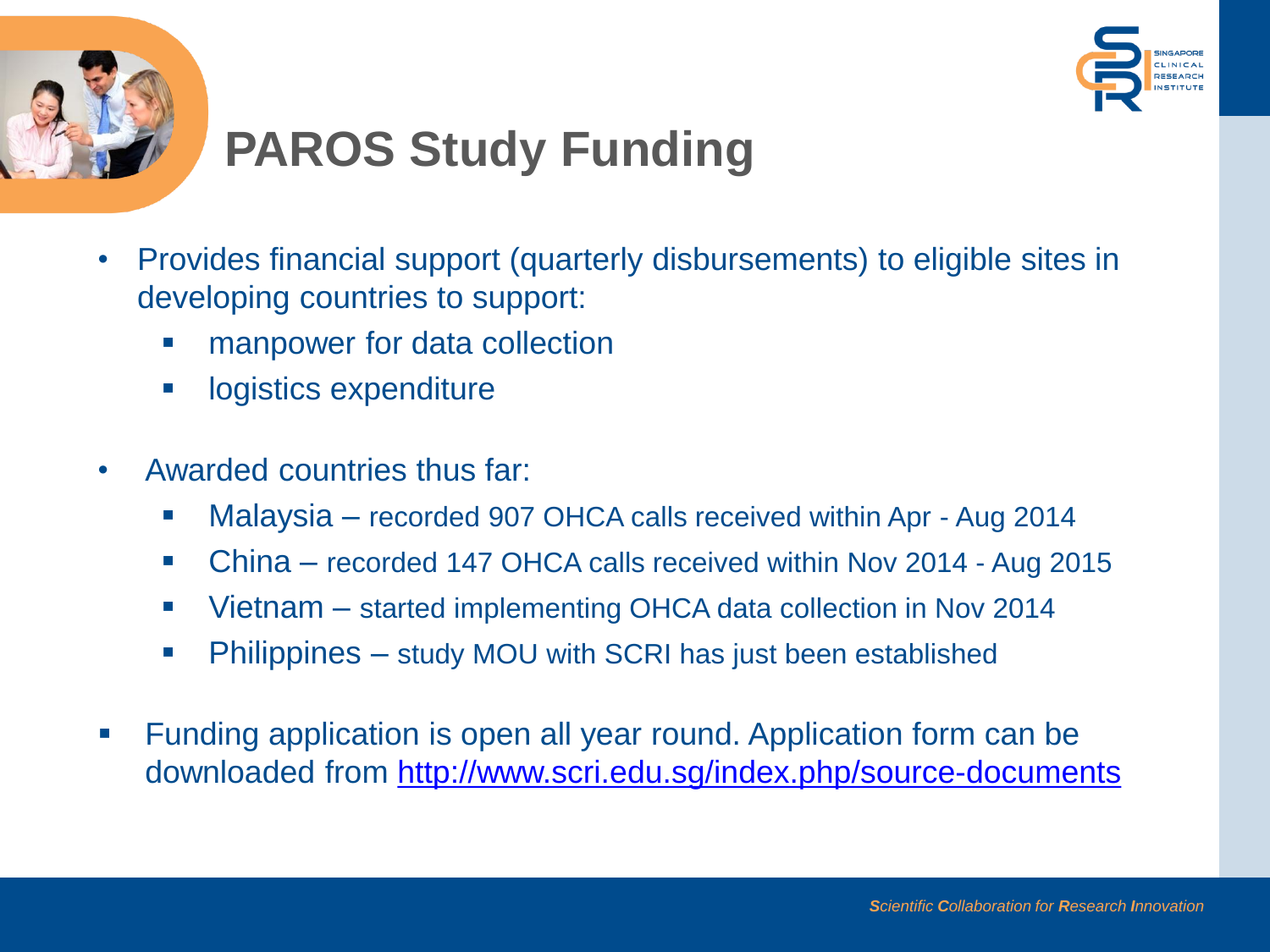# PAROS Study Funding

- Provides financial support (quarterly disbursements) to eligible sites in developing countries to support:
  - manpower for data collection
  - logistics expenditure

- Awarded countries thus far:
  - Malaysia – recorded 907 OHCA calls received within Apr - Aug 2014
  - China – recorded 147 OHCA calls received within Nov 2014 - Aug 2015
  - Vietnam – started implementing OHCA data collection in Nov 2014
  - Philippines – study MOU with SCRI has just been established

- Funding application is open all year round. Application form can be downloaded from http://www.scri.edu.sg/index.php/source-documents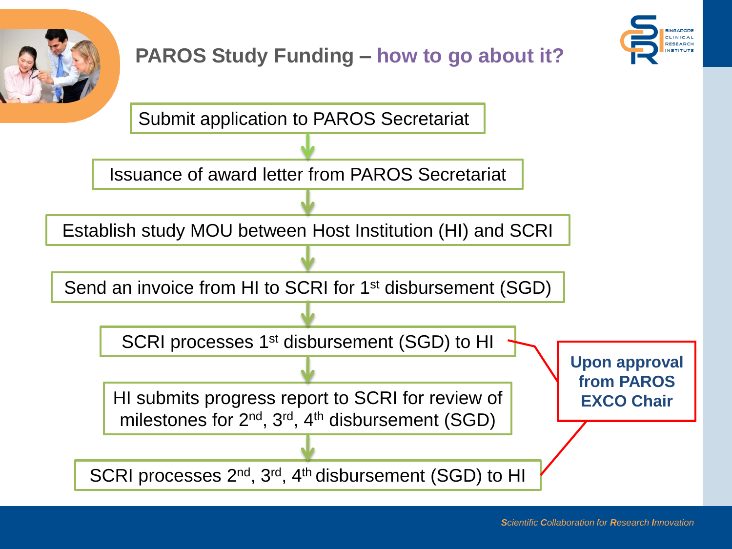# PAROS Study Funding – how to go about it?

1. Submit application to PAROS Secretariat
2. Issuance of award letter from PAROS Secretariat
3. Establish study MOU between Host Institution (HI) and SCRI
4. Send an invoice from HI to SCRI for 1st disbursement (SGD)
5. SCRI processes 1st disbursement (SGD) to HI
6. HI submits progress report to SCRI for review of milestones for 2nd, 3rd, 4th disbursement (SGD)
7. SCRI processes 2nd, 3rd, 4th disbursement (SGD) to HI

**Upon approval from PAROS EXCO Chair** (applies to steps 5 and 7)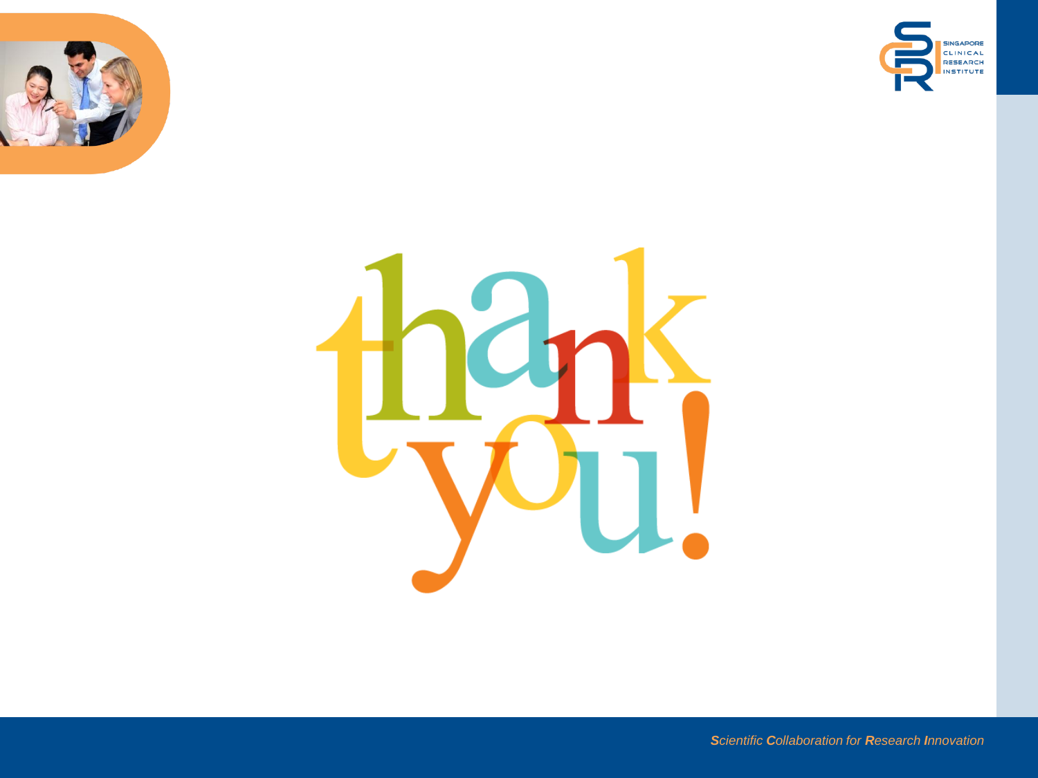thank you!

*Scientific Collaboration for Research Innovation*